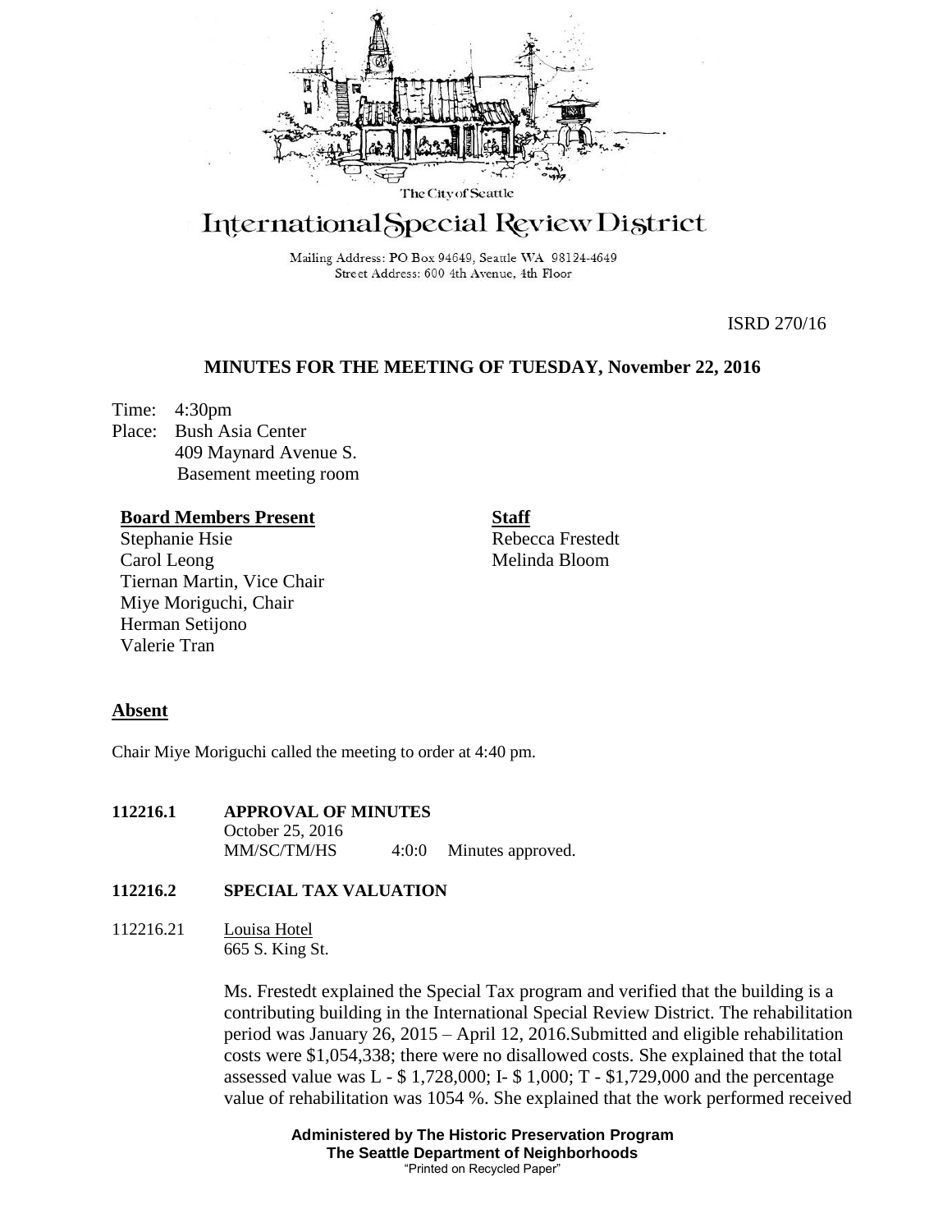The City of Seattle

# International Special Review District

Mailing Address: PO Box 94649, Seattle WA 98124-4649
Street Address: 600 4th Avenue, 4th Floor

ISRD 270/16

## MINUTES FOR THE MEETING OF TUESDAY, November 22, 2016

Time: 4:30pm
Place: Bush Asia Center
409 Maynard Avenue S.
Basement meeting room

**Board Members Present**
Stephanie Hsie
Carol Leong
Tiernan Martin, Vice Chair
Miye Moriguchi, Chair
Herman Setijono
Valerie Tran

**Staff**
Rebecca Frestedt
Melinda Bloom

**Absent**

Chair Miye Moriguchi called the meeting to order at 4:40 pm.

**112216.1 APPROVAL OF MINUTES**
October 25, 2016
MM/SC/TM/HS 4:0:0 Minutes approved.

**112216.2 SPECIAL TAX VALUATION**

112216.21 Louisa Hotel
665 S. King St.

Ms. Frestedt explained the Special Tax program and verified that the building is a contributing building in the International Special Review District. The rehabilitation period was January 26, 2015 – April 12, 2016.Submitted and eligible rehabilitation costs were $1,054,338; there were no disallowed costs. She explained that the total assessed value was L - $ 1,728,000; I- $ 1,000; T - $1,729,000 and the percentage value of rehabilitation was 1054 %. She explained that the work performed received

**Administered by The Historic Preservation Program**
**The Seattle Department of Neighborhoods**
"Printed on Recycled Paper"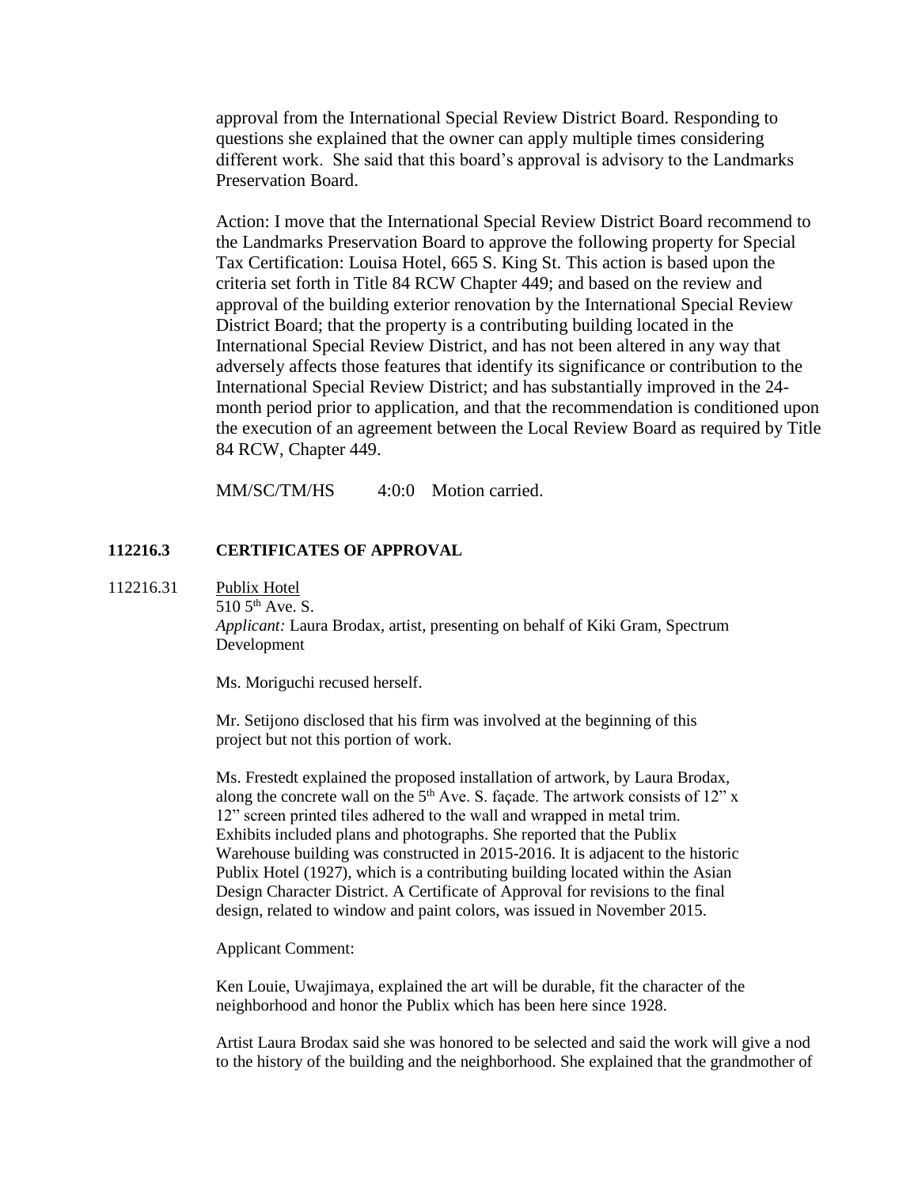approval from the International Special Review District Board. Responding to questions she explained that the owner can apply multiple times considering different work. She said that this board's approval is advisory to the Landmarks Preservation Board.

Action: I move that the International Special Review District Board recommend to the Landmarks Preservation Board to approve the following property for Special Tax Certification: Louisa Hotel, 665 S. King St. This action is based upon the criteria set forth in Title 84 RCW Chapter 449; and based on the review and approval of the building exterior renovation by the International Special Review District Board; that the property is a contributing building located in the International Special Review District, and has not been altered in any way that adversely affects those features that identify its significance or contribution to the International Special Review District; and has substantially improved in the 24-month period prior to application, and that the recommendation is conditioned upon the execution of an agreement between the Local Review Board as required by Title 84 RCW, Chapter 449.

MM/SC/TM/HS 4:0:0 Motion carried.

**112216.3 CERTIFICATES OF APPROVAL**

112216.31 Publix Hotel
510 5th Ave. S.
*Applicant:* Laura Brodax, artist, presenting on behalf of Kiki Gram, Spectrum Development

Ms. Moriguchi recused herself.

Mr. Setijono disclosed that his firm was involved at the beginning of this project but not this portion of work.

Ms. Frestedt explained the proposed installation of artwork, by Laura Brodax, along the concrete wall on the 5th Ave. S. façade. The artwork consists of 12" x 12" screen printed tiles adhered to the wall and wrapped in metal trim. Exhibits included plans and photographs. She reported that the Publix Warehouse building was constructed in 2015-2016. It is adjacent to the historic Publix Hotel (1927), which is a contributing building located within the Asian Design Character District. A Certificate of Approval for revisions to the final design, related to window and paint colors, was issued in November 2015.

Applicant Comment:

Ken Louie, Uwajimaya, explained the art will be durable, fit the character of the neighborhood and honor the Publix which has been here since 1928.

Artist Laura Brodax said she was honored to be selected and said the work will give a nod to the history of the building and the neighborhood. She explained that the grandmother of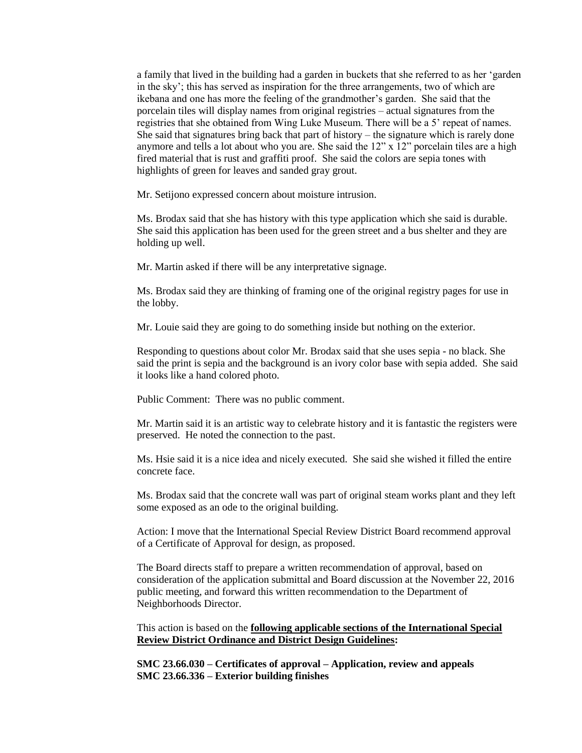a family that lived in the building had a garden in buckets that she referred to as her 'garden in the sky'; this has served as inspiration for the three arrangements, two of which are ikebana and one has more the feeling of the grandmother's garden. She said that the porcelain tiles will display names from original registries – actual signatures from the registries that she obtained from Wing Luke Museum. There will be a 5' repeat of names. She said that signatures bring back that part of history – the signature which is rarely done anymore and tells a lot about who you are. She said the 12" x 12" porcelain tiles are a high fired material that is rust and graffiti proof. She said the colors are sepia tones with highlights of green for leaves and sanded gray grout.

Mr. Setijono expressed concern about moisture intrusion.

Ms. Brodax said that she has history with this type application which she said is durable. She said this application has been used for the green street and a bus shelter and they are holding up well.

Mr. Martin asked if there will be any interpretative signage.

Ms. Brodax said they are thinking of framing one of the original registry pages for use in the lobby.

Mr. Louie said they are going to do something inside but nothing on the exterior.

Responding to questions about color Mr. Brodax said that she uses sepia - no black. She said the print is sepia and the background is an ivory color base with sepia added. She said it looks like a hand colored photo.

Public Comment: There was no public comment.

Mr. Martin said it is an artistic way to celebrate history and it is fantastic the registers were preserved. He noted the connection to the past.

Ms. Hsie said it is a nice idea and nicely executed. She said she wished it filled the entire concrete face.

Ms. Brodax said that the concrete wall was part of original steam works plant and they left some exposed as an ode to the original building.

Action: I move that the International Special Review District Board recommend approval of a Certificate of Approval for design, as proposed.

The Board directs staff to prepare a written recommendation of approval, based on consideration of the application submittal and Board discussion at the November 22, 2016 public meeting, and forward this written recommendation to the Department of Neighborhoods Director.

This action is based on the **following applicable sections of the International Special Review District Ordinance and District Design Guidelines:**

**SMC 23.66.030 – Certificates of approval – Application, review and appeals**
**SMC 23.66.336 – Exterior building finishes**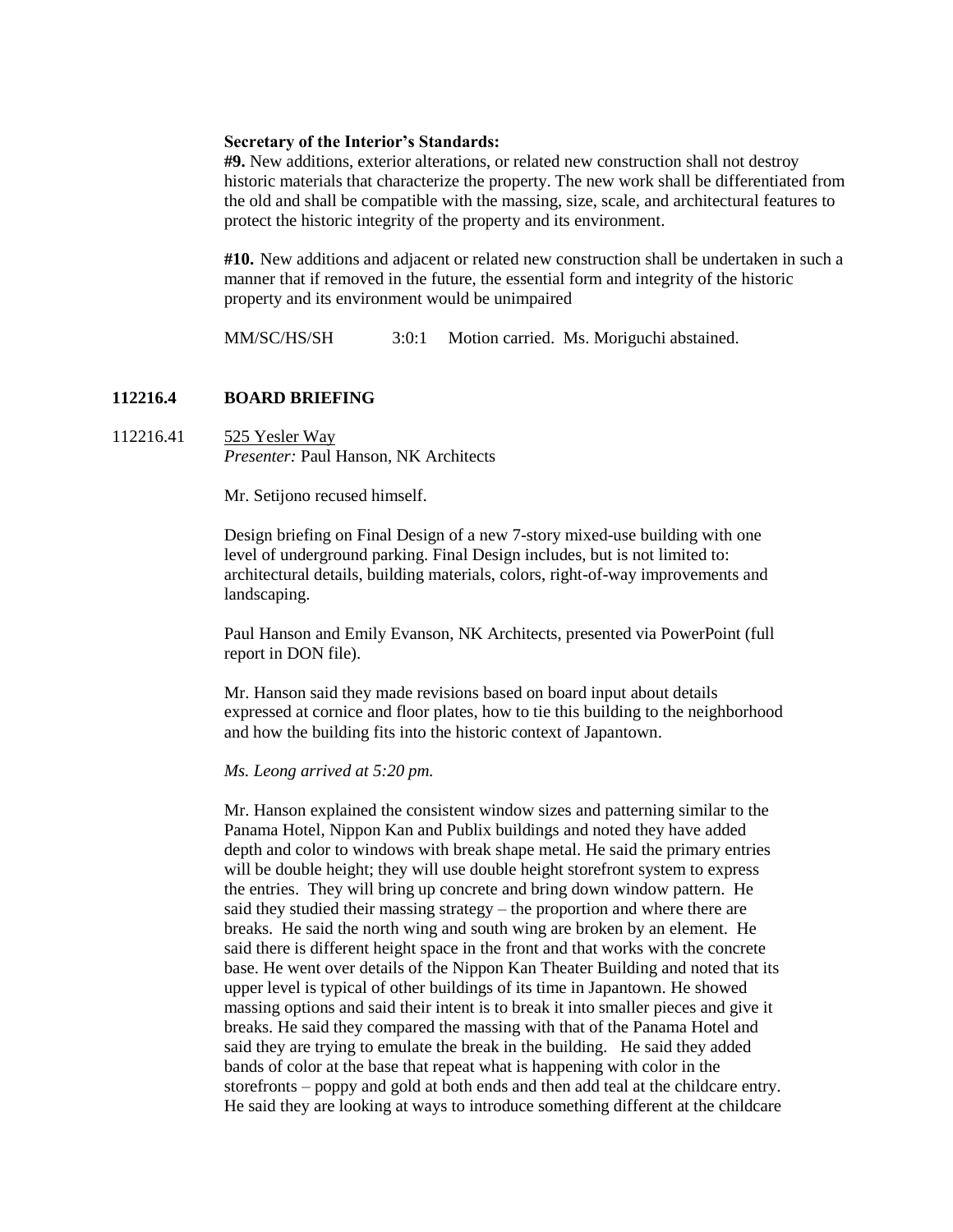**Secretary of the Interior's Standards:**

**#9.** New additions, exterior alterations, or related new construction shall not destroy historic materials that characterize the property. The new work shall be differentiated from the old and shall be compatible with the massing, size, scale, and architectural features to protect the historic integrity of the property and its environment.

**#10.** New additions and adjacent or related new construction shall be undertaken in such a manner that if removed in the future, the essential form and integrity of the historic property and its environment would be unimpaired

MM/SC/HS/SH 3:0:1 Motion carried. Ms. Moriguchi abstained.

## 112216.4 BOARD BRIEFING

112216.41 525 Yesler Way
*Presenter:* Paul Hanson, NK Architects

Mr. Setijono recused himself.

Design briefing on Final Design of a new 7-story mixed-use building with one level of underground parking. Final Design includes, but is not limited to: architectural details, building materials, colors, right-of-way improvements and landscaping.

Paul Hanson and Emily Evanson, NK Architects, presented via PowerPoint (full report in DON file).

Mr. Hanson said they made revisions based on board input about details expressed at cornice and floor plates, how to tie this building to the neighborhood and how the building fits into the historic context of Japantown.

*Ms. Leong arrived at 5:20 pm.*

Mr. Hanson explained the consistent window sizes and patterning similar to the Panama Hotel, Nippon Kan and Publix buildings and noted they have added depth and color to windows with break shape metal. He said the primary entries will be double height; they will use double height storefront system to express the entries. They will bring up concrete and bring down window pattern. He said they studied their massing strategy – the proportion and where there are breaks. He said the north wing and south wing are broken by an element. He said there is different height space in the front and that works with the concrete base. He went over details of the Nippon Kan Theater Building and noted that its upper level is typical of other buildings of its time in Japantown. He showed massing options and said their intent is to break it into smaller pieces and give it breaks. He said they compared the massing with that of the Panama Hotel and said they are trying to emulate the break in the building. He said they added bands of color at the base that repeat what is happening with color in the storefronts – poppy and gold at both ends and then add teal at the childcare entry. He said they are looking at ways to introduce something different at the childcare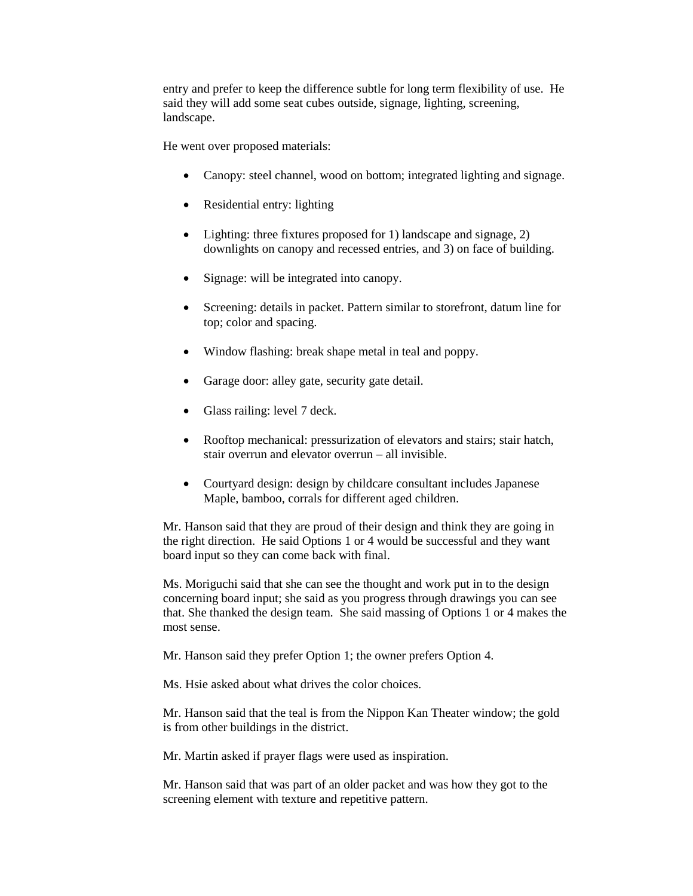entry and prefer to keep the difference subtle for long term flexibility of use. He said they will add some seat cubes outside, signage, lighting, screening, landscape.

He went over proposed materials:

- Canopy: steel channel, wood on bottom; integrated lighting and signage.
- Residential entry: lighting
- Lighting: three fixtures proposed for 1) landscape and signage, 2) downlights on canopy and recessed entries, and 3) on face of building.
- Signage: will be integrated into canopy.
- Screening: details in packet. Pattern similar to storefront, datum line for top; color and spacing.
- Window flashing: break shape metal in teal and poppy.
- Garage door: alley gate, security gate detail.
- Glass railing: level 7 deck.
- Rooftop mechanical: pressurization of elevators and stairs; stair hatch, stair overrun and elevator overrun – all invisible.
- Courtyard design: design by childcare consultant includes Japanese Maple, bamboo, corrals for different aged children.

Mr. Hanson said that they are proud of their design and think they are going in the right direction. He said Options 1 or 4 would be successful and they want board input so they can come back with final.

Ms. Moriguchi said that she can see the thought and work put in to the design concerning board input; she said as you progress through drawings you can see that. She thanked the design team. She said massing of Options 1 or 4 makes the most sense.

Mr. Hanson said they prefer Option 1; the owner prefers Option 4.

Ms. Hsie asked about what drives the color choices.

Mr. Hanson said that the teal is from the Nippon Kan Theater window; the gold is from other buildings in the district.

Mr. Martin asked if prayer flags were used as inspiration.

Mr. Hanson said that was part of an older packet and was how they got to the screening element with texture and repetitive pattern.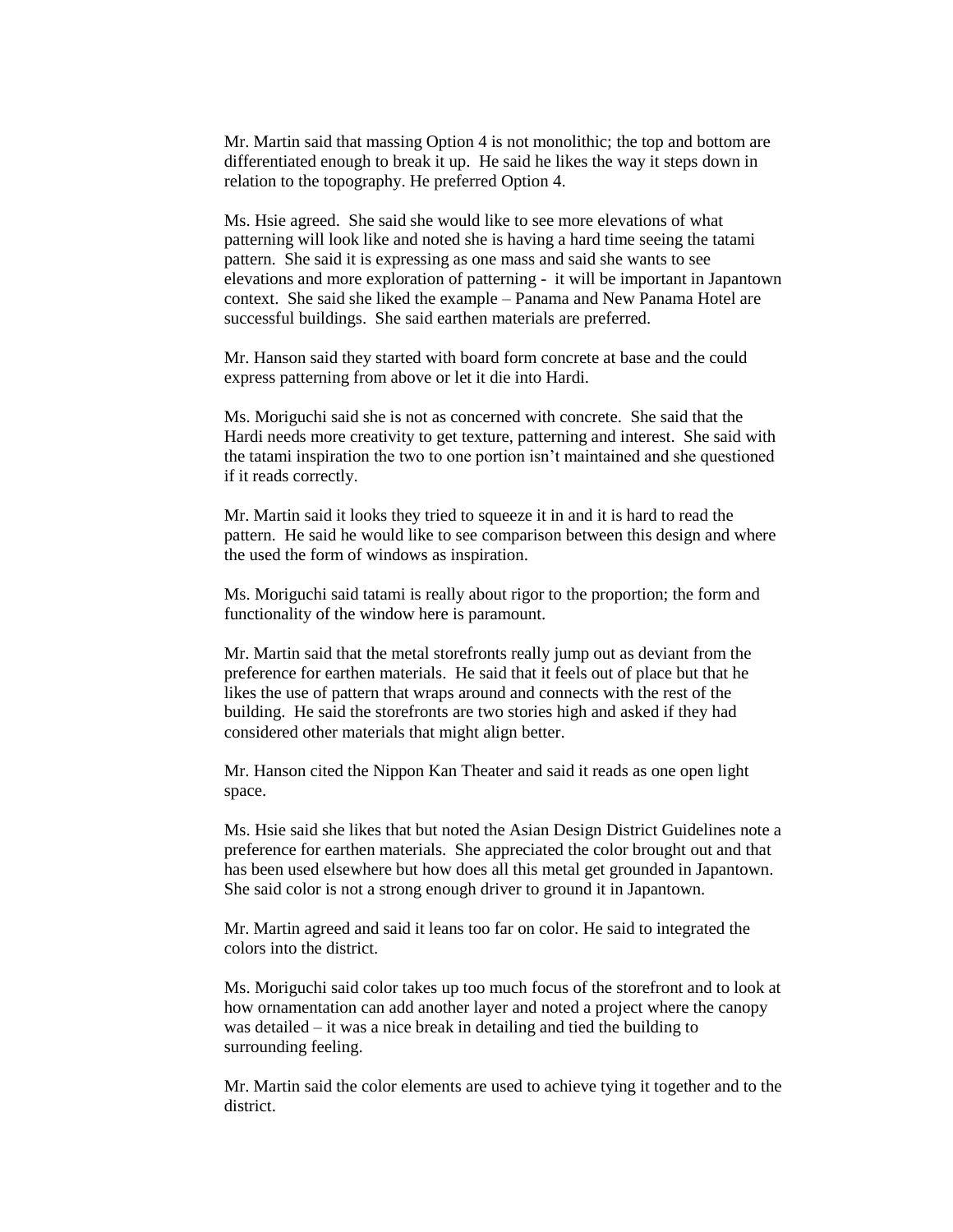Mr. Martin said that massing Option 4 is not monolithic; the top and bottom are differentiated enough to break it up. He said he likes the way it steps down in relation to the topography. He preferred Option 4.

Ms. Hsie agreed. She said she would like to see more elevations of what patterning will look like and noted she is having a hard time seeing the tatami pattern. She said it is expressing as one mass and said she wants to see elevations and more exploration of patterning - it will be important in Japantown context. She said she liked the example – Panama and New Panama Hotel are successful buildings. She said earthen materials are preferred.

Mr. Hanson said they started with board form concrete at base and the could express patterning from above or let it die into Hardi.

Ms. Moriguchi said she is not as concerned with concrete. She said that the Hardi needs more creativity to get texture, patterning and interest. She said with the tatami inspiration the two to one portion isn't maintained and she questioned if it reads correctly.

Mr. Martin said it looks they tried to squeeze it in and it is hard to read the pattern. He said he would like to see comparison between this design and where the used the form of windows as inspiration.

Ms. Moriguchi said tatami is really about rigor to the proportion; the form and functionality of the window here is paramount.

Mr. Martin said that the metal storefronts really jump out as deviant from the preference for earthen materials. He said that it feels out of place but that he likes the use of pattern that wraps around and connects with the rest of the building. He said the storefronts are two stories high and asked if they had considered other materials that might align better.

Mr. Hanson cited the Nippon Kan Theater and said it reads as one open light space.

Ms. Hsie said she likes that but noted the Asian Design District Guidelines note a preference for earthen materials. She appreciated the color brought out and that has been used elsewhere but how does all this metal get grounded in Japantown. She said color is not a strong enough driver to ground it in Japantown.

Mr. Martin agreed and said it leans too far on color. He said to integrated the colors into the district.

Ms. Moriguchi said color takes up too much focus of the storefront and to look at how ornamentation can add another layer and noted a project where the canopy was detailed – it was a nice break in detailing and tied the building to surrounding feeling.

Mr. Martin said the color elements are used to achieve tying it together and to the district.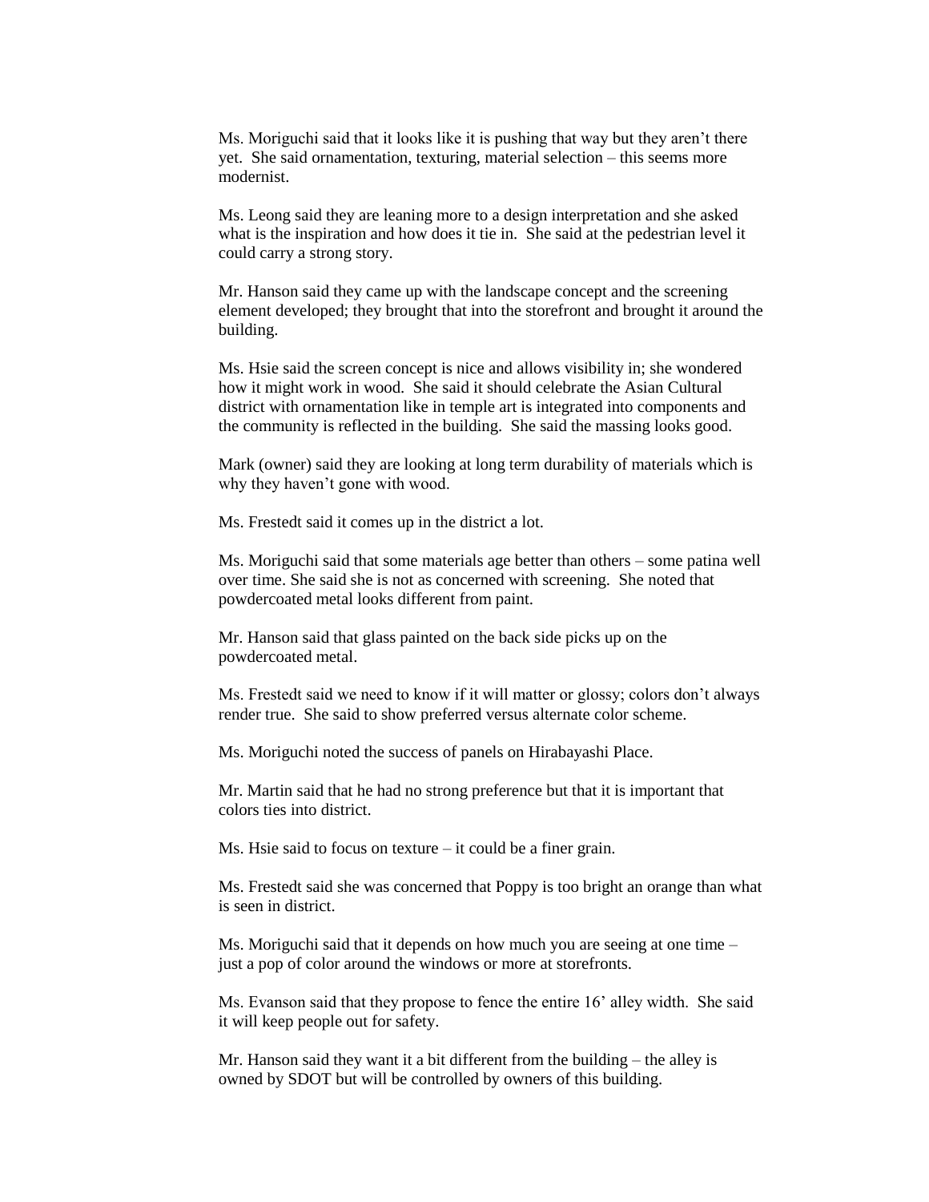Ms. Moriguchi said that it looks like it is pushing that way but they aren't there yet. She said ornamentation, texturing, material selection – this seems more modernist.

Ms. Leong said they are leaning more to a design interpretation and she asked what is the inspiration and how does it tie in. She said at the pedestrian level it could carry a strong story.

Mr. Hanson said they came up with the landscape concept and the screening element developed; they brought that into the storefront and brought it around the building.

Ms. Hsie said the screen concept is nice and allows visibility in; she wondered how it might work in wood. She said it should celebrate the Asian Cultural district with ornamentation like in temple art is integrated into components and the community is reflected in the building. She said the massing looks good.

Mark (owner) said they are looking at long term durability of materials which is why they haven't gone with wood.

Ms. Frestedt said it comes up in the district a lot.

Ms. Moriguchi said that some materials age better than others – some patina well over time. She said she is not as concerned with screening. She noted that powdercoated metal looks different from paint.

Mr. Hanson said that glass painted on the back side picks up on the powdercoated metal.

Ms. Frestedt said we need to know if it will matter or glossy; colors don't always render true. She said to show preferred versus alternate color scheme.

Ms. Moriguchi noted the success of panels on Hirabayashi Place.

Mr. Martin said that he had no strong preference but that it is important that colors ties into district.

Ms. Hsie said to focus on texture – it could be a finer grain.

Ms. Frestedt said she was concerned that Poppy is too bright an orange than what is seen in district.

Ms. Moriguchi said that it depends on how much you are seeing at one time – just a pop of color around the windows or more at storefronts.

Ms. Evanson said that they propose to fence the entire 16' alley width. She said it will keep people out for safety.

Mr. Hanson said they want it a bit different from the building – the alley is owned by SDOT but will be controlled by owners of this building.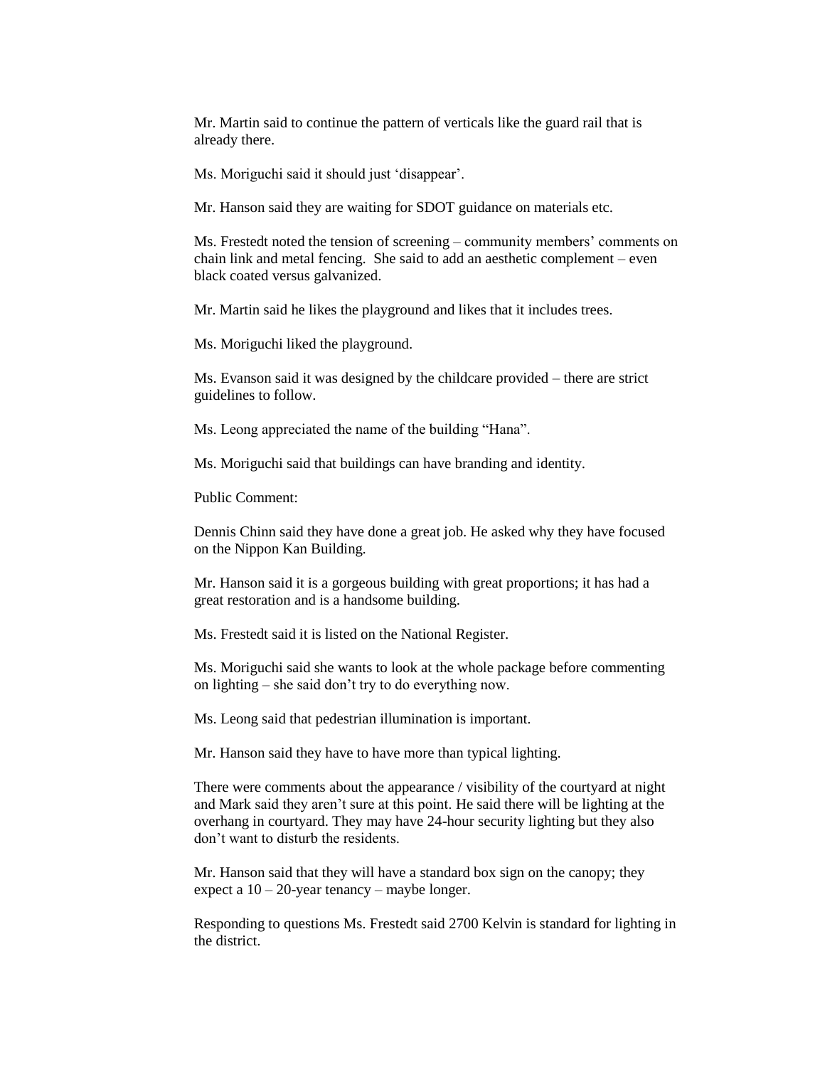Mr. Martin said to continue the pattern of verticals like the guard rail that is already there.

Ms. Moriguchi said it should just 'disappear'.

Mr. Hanson said they are waiting for SDOT guidance on materials etc.

Ms. Frestedt noted the tension of screening – community members' comments on chain link and metal fencing. She said to add an aesthetic complement – even black coated versus galvanized.

Mr. Martin said he likes the playground and likes that it includes trees.

Ms. Moriguchi liked the playground.

Ms. Evanson said it was designed by the childcare provided – there are strict guidelines to follow.

Ms. Leong appreciated the name of the building "Hana".

Ms. Moriguchi said that buildings can have branding and identity.

Public Comment:

Dennis Chinn said they have done a great job. He asked why they have focused on the Nippon Kan Building.

Mr. Hanson said it is a gorgeous building with great proportions; it has had a great restoration and is a handsome building.

Ms. Frestedt said it is listed on the National Register.

Ms. Moriguchi said she wants to look at the whole package before commenting on lighting – she said don't try to do everything now.

Ms. Leong said that pedestrian illumination is important.

Mr. Hanson said they have to have more than typical lighting.

There were comments about the appearance / visibility of the courtyard at night and Mark said they aren't sure at this point. He said there will be lighting at the overhang in courtyard. They may have 24-hour security lighting but they also don't want to disturb the residents.

Mr. Hanson said that they will have a standard box sign on the canopy; they expect a 10 – 20-year tenancy – maybe longer.

Responding to questions Ms. Frestedt said 2700 Kelvin is standard for lighting in the district.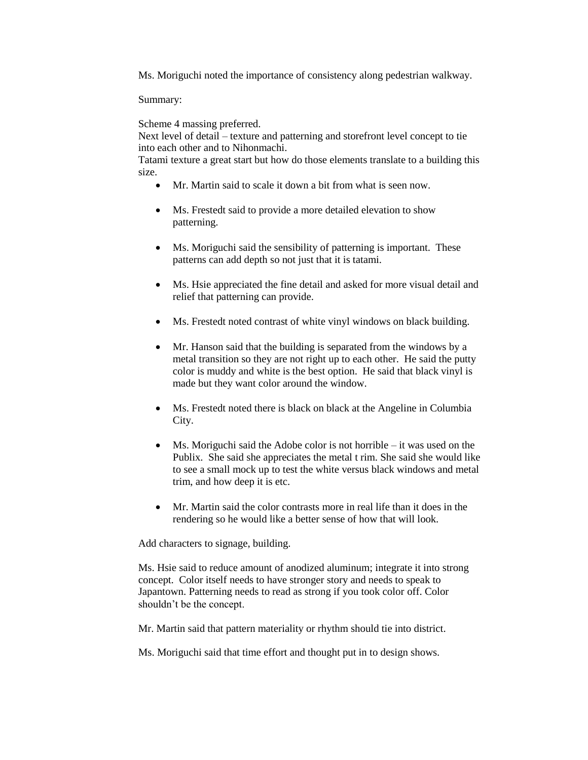Ms. Moriguchi noted the importance of consistency along pedestrian walkway.

Summary:

Scheme 4 massing preferred.
Next level of detail – texture and patterning and storefront level concept to tie into each other and to Nihonmachi.
Tatami texture a great start but how do those elements translate to a building this size.

- Mr. Martin said to scale it down a bit from what is seen now.
- Ms. Frestedt said to provide a more detailed elevation to show patterning.
- Ms. Moriguchi said the sensibility of patterning is important. These patterns can add depth so not just that it is tatami.
- Ms. Hsie appreciated the fine detail and asked for more visual detail and relief that patterning can provide.
- Ms. Frestedt noted contrast of white vinyl windows on black building.
- Mr. Hanson said that the building is separated from the windows by a metal transition so they are not right up to each other. He said the putty color is muddy and white is the best option. He said that black vinyl is made but they want color around the window.
- Ms. Frestedt noted there is black on black at the Angeline in Columbia City.
- Ms. Moriguchi said the Adobe color is not horrible – it was used on the Publix. She said she appreciates the metal t rim. She said she would like to see a small mock up to test the white versus black windows and metal trim, and how deep it is etc.
- Mr. Martin said the color contrasts more in real life than it does in the rendering so he would like a better sense of how that will look.

Add characters to signage, building.

Ms. Hsie said to reduce amount of anodized aluminum; integrate it into strong concept. Color itself needs to have stronger story and needs to speak to Japantown. Patterning needs to read as strong if you took color off. Color shouldn't be the concept.

Mr. Martin said that pattern materiality or rhythm should tie into district.

Ms. Moriguchi said that time effort and thought put in to design shows.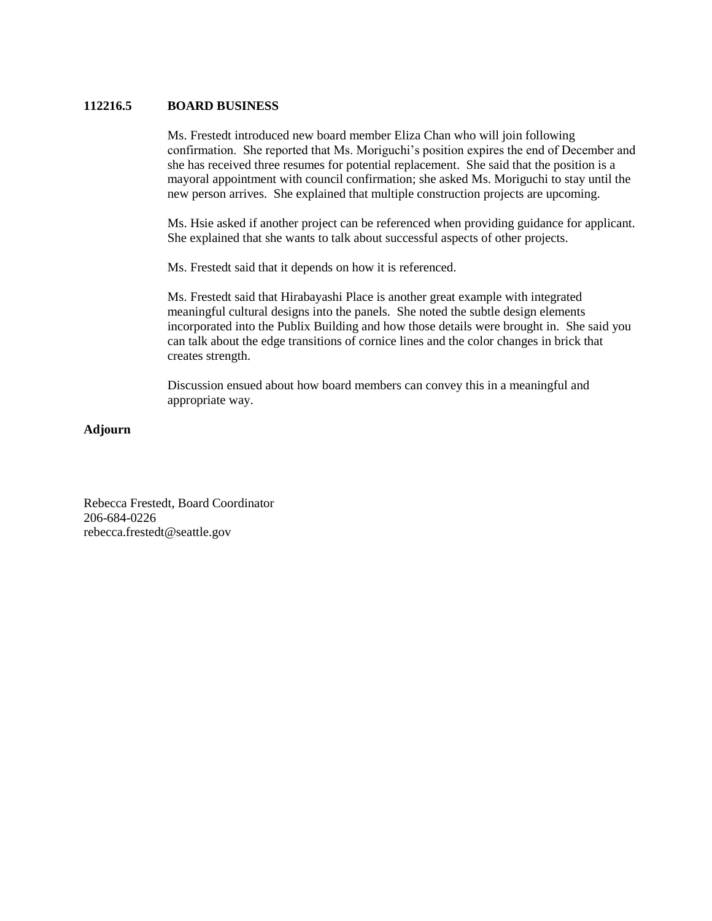### 112216.5 BOARD BUSINESS

Ms. Frestedt introduced new board member Eliza Chan who will join following confirmation. She reported that Ms. Moriguchi's position expires the end of December and she has received three resumes for potential replacement. She said that the position is a mayoral appointment with council confirmation; she asked Ms. Moriguchi to stay until the new person arrives. She explained that multiple construction projects are upcoming.

Ms. Hsie asked if another project can be referenced when providing guidance for applicant. She explained that she wants to talk about successful aspects of other projects.

Ms. Frestedt said that it depends on how it is referenced.

Ms. Frestedt said that Hirabayashi Place is another great example with integrated meaningful cultural designs into the panels. She noted the subtle design elements incorporated into the Publix Building and how those details were brought in. She said you can talk about the edge transitions of cornice lines and the color changes in brick that creates strength.

Discussion ensued about how board members can convey this in a meaningful and appropriate way.

### Adjourn

Rebecca Frestedt, Board Coordinator
206-684-0226
rebecca.frestedt@seattle.gov